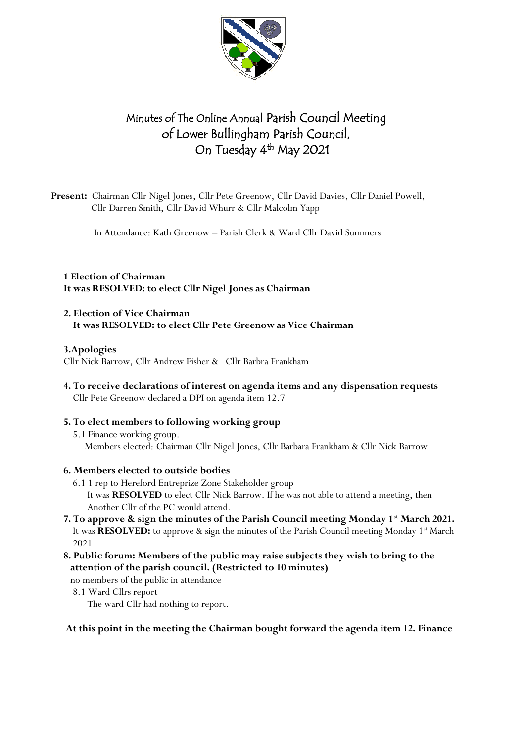# Minutes of The Online Annual Parish Council Meeting of Lower Bullingham Parish Council, On Tuesday 4th May 2021

**Present:** Chairman Cllr Nigel Jones, Cllr Pete Greenow, Cllr David Davies, Cllr Daniel Powell, Cllr Darren Smith, Cllr David Whurr & Cllr Malcolm Yapp

In Attendance: Kath Greenow – Parish Clerk & Ward Cllr David Summers

**1 Election of Chairman**
**It was RESOLVED: to elect Cllr Nigel Jones as Chairman**

**2. Election of Vice Chairman**
**It was RESOLVED: to elect Cllr Pete Greenow as Vice Chairman**

**3.Apologies**
Cllr Nick Barrow, Cllr Andrew Fisher & Cllr Barbra Frankham

**4. To receive declarations of interest on agenda items and any dispensation requests**
Cllr Pete Greenow declared a DPI on agenda item 12.7

**5. To elect members to following working group**
5.1 Finance working group.
Members elected: Chairman Cllr Nigel Jones, Cllr Barbara Frankham & Cllr Nick Barrow

**6. Members elected to outside bodies**
6.1 1 rep to Hereford Entreprize Zone Stakeholder group
It was **RESOLVED** to elect Cllr Nick Barrow. If he was not able to attend a meeting, then Another Cllr of the PC would attend.

**7. To approve & sign the minutes of the Parish Council meeting Monday 1st March 2021.**
It was **RESOLVED:** to approve & sign the minutes of the Parish Council meeting Monday 1st March 2021

**8. Public forum: Members of the public may raise subjects they wish to bring to the attention of the parish council. (Restricted to 10 minutes)**
no members of the public in attendance
8.1 Ward Cllrs report
The ward Cllr had nothing to report.

**At this point in the meeting the Chairman bought forward the agenda item 12. Finance**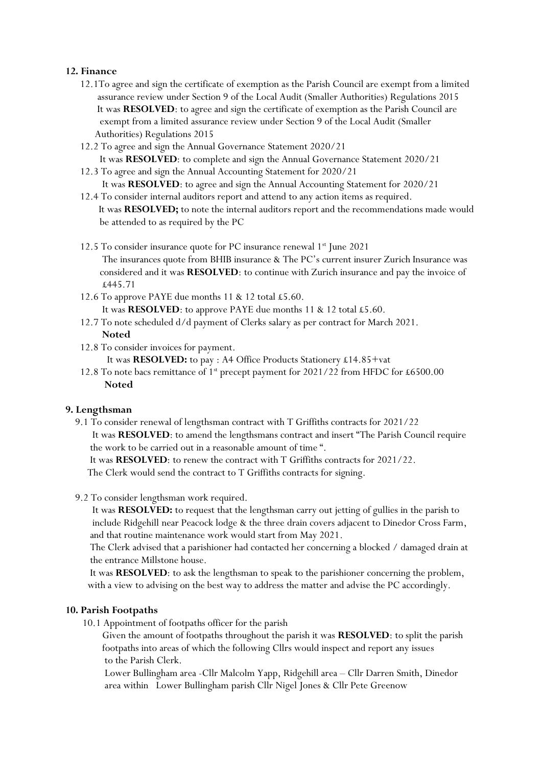**12. Finance**

12.1To agree and sign the certificate of exemption as the Parish Council are exempt from a limited assurance review under Section 9 of the Local Audit (Smaller Authorities) Regulations 2015
It was **RESOLVED**: to agree and sign the certificate of exemption as the Parish Council are exempt from a limited assurance review under Section 9 of the Local Audit (Smaller Authorities) Regulations 2015

12.2 To agree and sign the Annual Governance Statement 2020/21
It was **RESOLVED**: to complete and sign the Annual Governance Statement 2020/21

12.3 To agree and sign the Annual Accounting Statement for 2020/21
It was **RESOLVED**: to agree and sign the Annual Accounting Statement for 2020/21

12.4 To consider internal auditors report and attend to any action items as required.
It was **RESOLVED;** to note the internal auditors report and the recommendations made would be attended to as required by the PC

12.5 To consider insurance quote for PC insurance renewal 1st June 2021
The insurances quote from BHIB insurance & The PC's current insurer Zurich Insurance was considered and it was **RESOLVED**: to continue with Zurich insurance and pay the invoice of £445.71

12.6 To approve PAYE due months 11 & 12 total £5.60.
It was **RESOLVED**: to approve PAYE due months 11 & 12 total £5.60.

12.7 To note scheduled d/d payment of Clerks salary as per contract for March 2021.
**Noted**

12.8 To consider invoices for payment.
It was **RESOLVED:** to pay : A4 Office Products Stationery £14.85+vat

12.8 To note bacs remittance of 1st precept payment for 2021/22 from HFDC for £6500.00
**Noted**

**9. Lengthsman**

9.1 To consider renewal of lengthsman contract with T Griffiths contracts for 2021/22
It was **RESOLVED**: to amend the lengthsmans contract and insert "The Parish Council require the work to be carried out in a reasonable amount of time ".
It was **RESOLVED**: to renew the contract with T Griffiths contracts for 2021/22.
The Clerk would send the contract to T Griffiths contracts for signing.

9.2 To consider lengthsman work required.
It was **RESOLVED:** to request that the lengthsman carry out jetting of gullies in the parish to include Ridgehill near Peacock lodge & the three drain covers adjacent to Dinedor Cross Farm, and that routine maintenance work would start from May 2021.
The Clerk advised that a parishioner had contacted her concerning a blocked / damaged drain at the entrance Millstone house.
It was **RESOLVED**: to ask the lengthsman to speak to the parishioner concerning the problem, with a view to advising on the best way to address the matter and advise the PC accordingly.

**10. Parish Footpaths**

10.1 Appointment of footpaths officer for the parish
Given the amount of footpaths throughout the parish it was **RESOLVED**: to split the parish footpaths into areas of which the following Cllrs would inspect and report any issues to the Parish Clerk.
Lower Bullingham area -Cllr Malcolm Yapp, Ridgehill area – Cllr Darren Smith, Dinedor area within Lower Bullingham parish Cllr Nigel Jones & Cllr Pete Greenow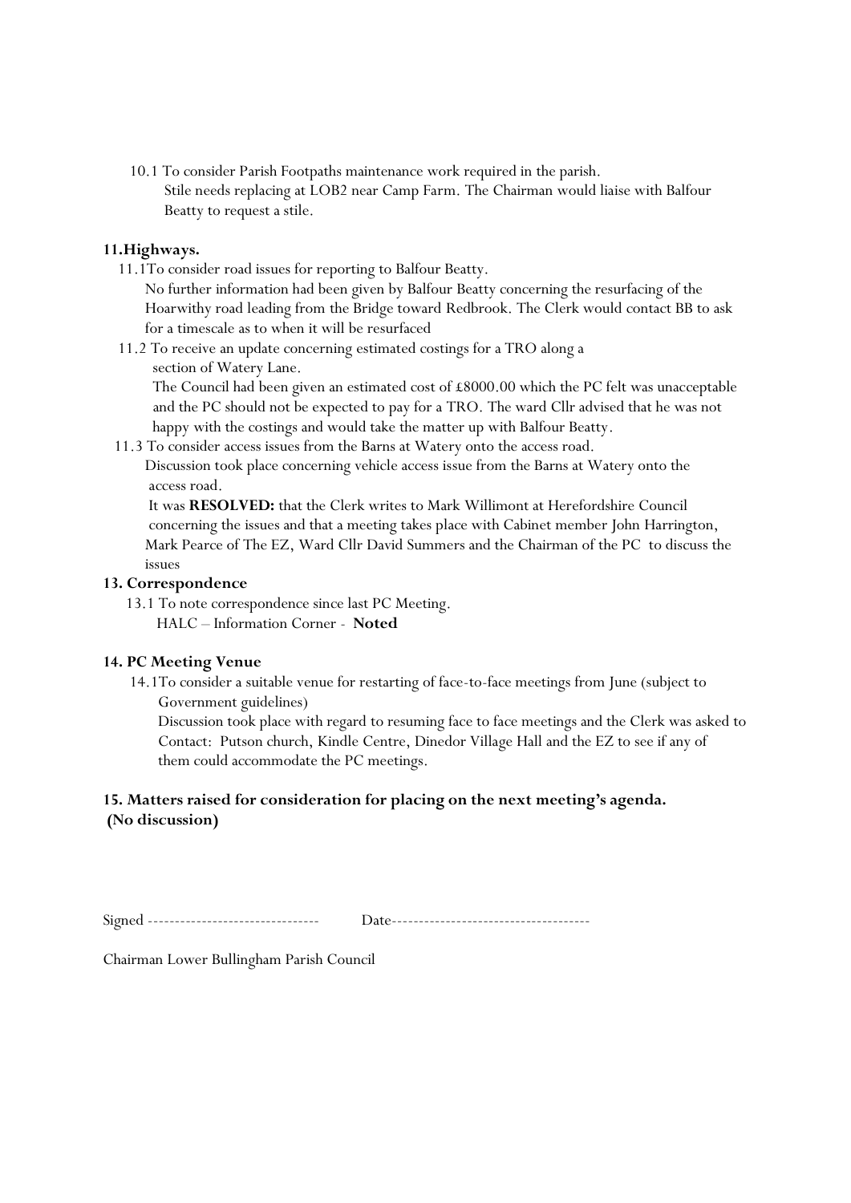10.1 To consider Parish Footpaths maintenance work required in the parish.
Stile needs replacing at LOB2 near Camp Farm. The Chairman would liaise with Balfour Beatty to request a stile.

**11.Highways.**

11.1To consider road issues for reporting to Balfour Beatty.
No further information had been given by Balfour Beatty concerning the resurfacing of the Hoarwithy road leading from the Bridge toward Redbrook. The Clerk would contact BB to ask for a timescale as to when it will be resurfaced

11.2 To receive an update concerning estimated costings for a TRO along a section of Watery Lane.
The Council had been given an estimated cost of £8000.00 which the PC felt was unacceptable and the PC should not be expected to pay for a TRO. The ward Cllr advised that he was not happy with the costings and would take the matter up with Balfour Beatty.

11.3 To consider access issues from the Barns at Watery onto the access road.
Discussion took place concerning vehicle access issue from the Barns at Watery onto the access road.
It was **RESOLVED:** that the Clerk writes to Mark Willimont at Herefordshire Council concerning the issues and that a meeting takes place with Cabinet member John Harrington, Mark Pearce of The EZ, Ward Cllr David Summers and the Chairman of the PC to discuss the issues

**13. Correspondence**

13.1 To note correspondence since last PC Meeting.
HALC – Information Corner - **Noted**

**14. PC Meeting Venue**

14.1To consider a suitable venue for restarting of face-to-face meetings from June (subject to Government guidelines)
Discussion took place with regard to resuming face to face meetings and the Clerk was asked to Contact: Putson church, Kindle Centre, Dinedor Village Hall and the EZ to see if any of them could accommodate the PC meetings.

**15. Matters raised for consideration for placing on the next meeting's agenda.**
**(No discussion)**

Signed -------------------------------- Date-------------------------------------

Chairman Lower Bullingham Parish Council